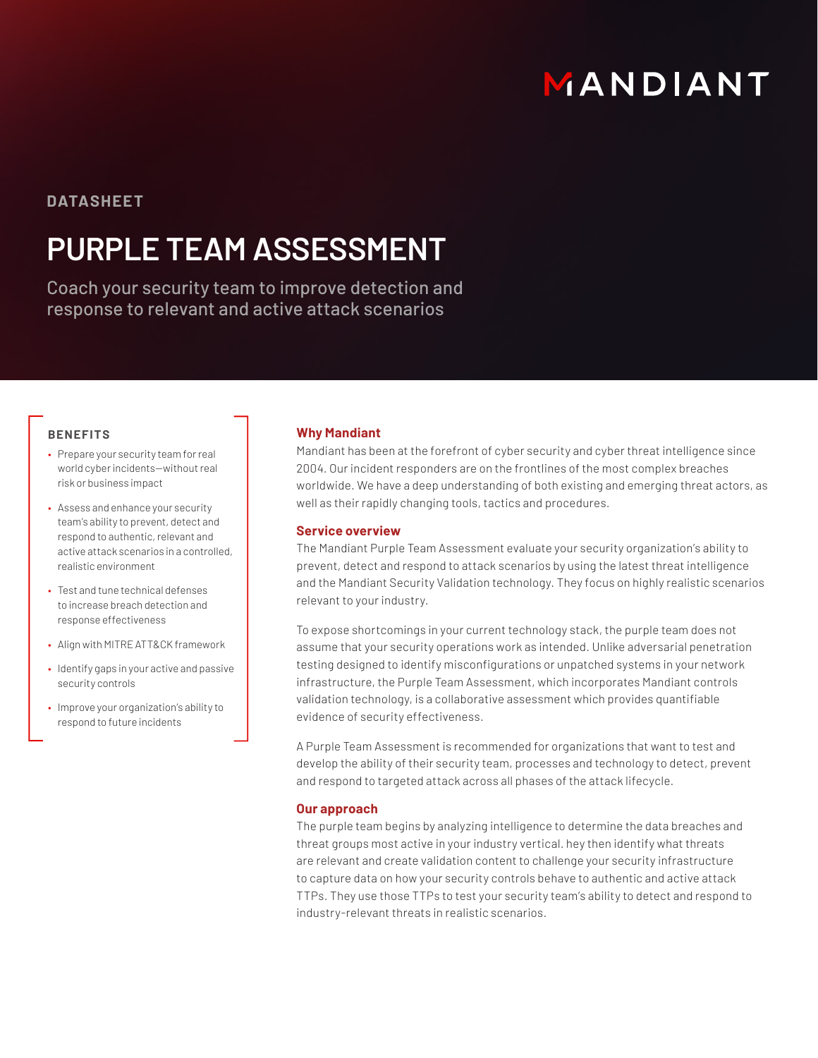MANDIANT

DATASHEET

# PURPLE TEAM ASSESSMENT

Coach your security team to improve detection and response to relevant and active attack scenarios

## BENEFITS

- Prepare your security team for real world cyber incidents—without real risk or business impact
- Assess and enhance your security team's ability to prevent, detect and respond to authentic, relevant and active attack scenarios in a controlled, realistic environment
- Test and tune technical defenses to increase breach detection and response effectiveness
- Align with MITRE ATT&CK framework
- Identify gaps in your active and passive security controls
- Improve your organization's ability to respond to future incidents

## Why Mandiant

Mandiant has been at the forefront of cyber security and cyber threat intelligence since 2004. Our incident responders are on the frontlines of the most complex breaches worldwide. We have a deep understanding of both existing and emerging threat actors, as well as their rapidly changing tools, tactics and procedures.

## Service overview

The Mandiant Purple Team Assessment evaluate your security organization's ability to prevent, detect and respond to attack scenarios by using the latest threat intelligence and the Mandiant Security Validation technology. They focus on highly realistic scenarios relevant to your industry.

To expose shortcomings in your current technology stack, the purple team does not assume that your security operations work as intended. Unlike adversarial penetration testing designed to identify misconfigurations or unpatched systems in your network infrastructure, the Purple Team Assessment, which incorporates Mandiant controls validation technology, is a collaborative assessment which provides quantifiable evidence of security effectiveness.

A Purple Team Assessment is recommended for organizations that want to test and develop the ability of their security team, processes and technology to detect, prevent and respond to targeted attack across all phases of the attack lifecycle.

## Our approach

The purple team begins by analyzing intelligence to determine the data breaches and threat groups most active in your industry vertical. hey then identify what threats are relevant and create validation content to challenge your security infrastructure to capture data on how your security controls behave to authentic and active attack TTPs. They use those TTPs to test your security team's ability to detect and respond to industry-relevant threats in realistic scenarios.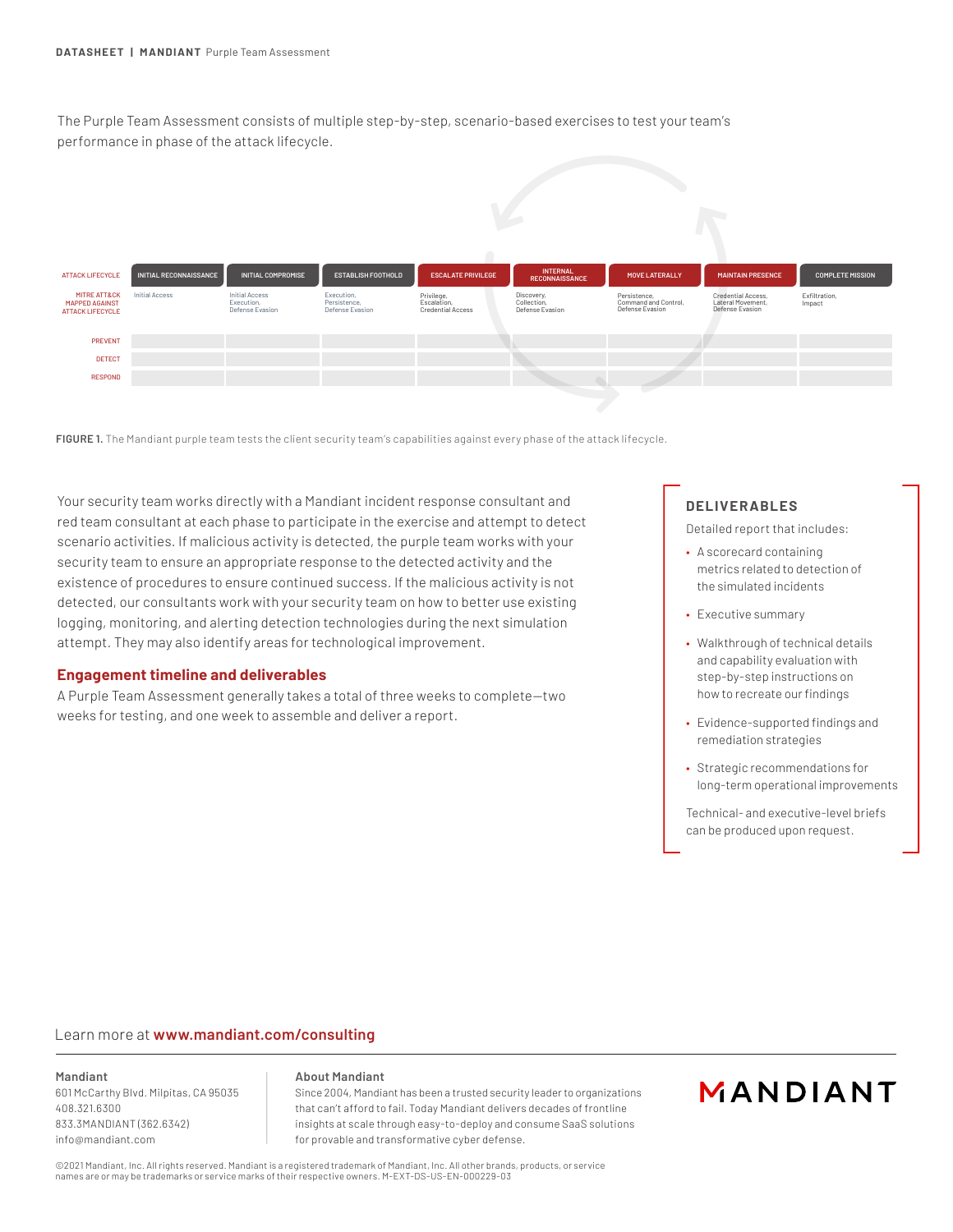The Purple Team Assessment consists of multiple step-by-step, scenario-based exercises to test your team's performance in phase of the attack lifecycle.

| ATTACK LIFECYCLE | INITIAL RECONNAISSANCE | INITIAL COMPROMISE | ESTABLISH FOOTHOLD | ESCALATE PRIVILEGE | INTERNAL RECONNAISSANCE | MOVE LATERALLY | MAINTAIN PRESENCE | COMPLETE MISSION |
|---|---|---|---|---|---|---|---|---|
| MITRE ATT&CK MAPPED AGAINST ATTACK LIFECYCLE | Initial Access | Initial Access Execution, Defense Evasion | Execution, Persistence, Defense Evasion | Privilege, Escalation, Credential Access | Discovery, Collection, Defense Evasion | Persistence, Command and Control, Defense Evasion | Credential Access, Lateral Movement, Defense Evasion | Exfiltration, Impact |
| PREVENT | | | | | | | | |
| DETECT | | | | | | | | |
| RESPOND | | | | | | | | |

**FIGURE 1.** The Mandiant purple team tests the client security team's capabilities against every phase of the attack lifecycle.

Your security team works directly with a Mandiant incident response consultant and red team consultant at each phase to participate in the exercise and attempt to detect scenario activities. If malicious activity is detected, the purple team works with your security team to ensure an appropriate response to the detected activity and the existence of procedures to ensure continued success. If the malicious activity is not detected, our consultants work with your security team on how to better use existing logging, monitoring, and alerting detection technologies during the next simulation attempt. They may also identify areas for technological improvement.

## Engagement timeline and deliverables

A Purple Team Assessment generally takes a total of three weeks to complete—two weeks for testing, and one week to assemble and deliver a report.

## DELIVERABLES

Detailed report that includes:

- A scorecard containing metrics related to detection of the simulated incidents
- Executive summary
- Walkthrough of technical details and capability evaluation with step-by-step instructions on how to recreate our findings
- Evidence-supported findings and remediation strategies
- Strategic recommendations for long-term operational improvements

Technical- and executive-level briefs can be produced upon request.

Learn more at **www.mandiant.com/consulting**

**Mandiant**
601 McCarthy Blvd. Milpitas, CA 95035
408.321.6300
833.3MANDIANT (362.6342)
info@mandiant.com

**About Mandiant**
Since 2004, Mandiant has been a trusted security leader to organizations that can't afford to fail. Today Mandiant delivers decades of frontline insights at scale through easy-to-deploy and consume SaaS solutions for provable and transformative cyber defense.

MANDIANT

©2021 Mandiant, Inc. All rights reserved. Mandiant is a registered trademark of Mandiant, Inc. All other brands, products, or service names are or may be trademarks or service marks of their respective owners. M-EXT-DS-US-EN-000229-03